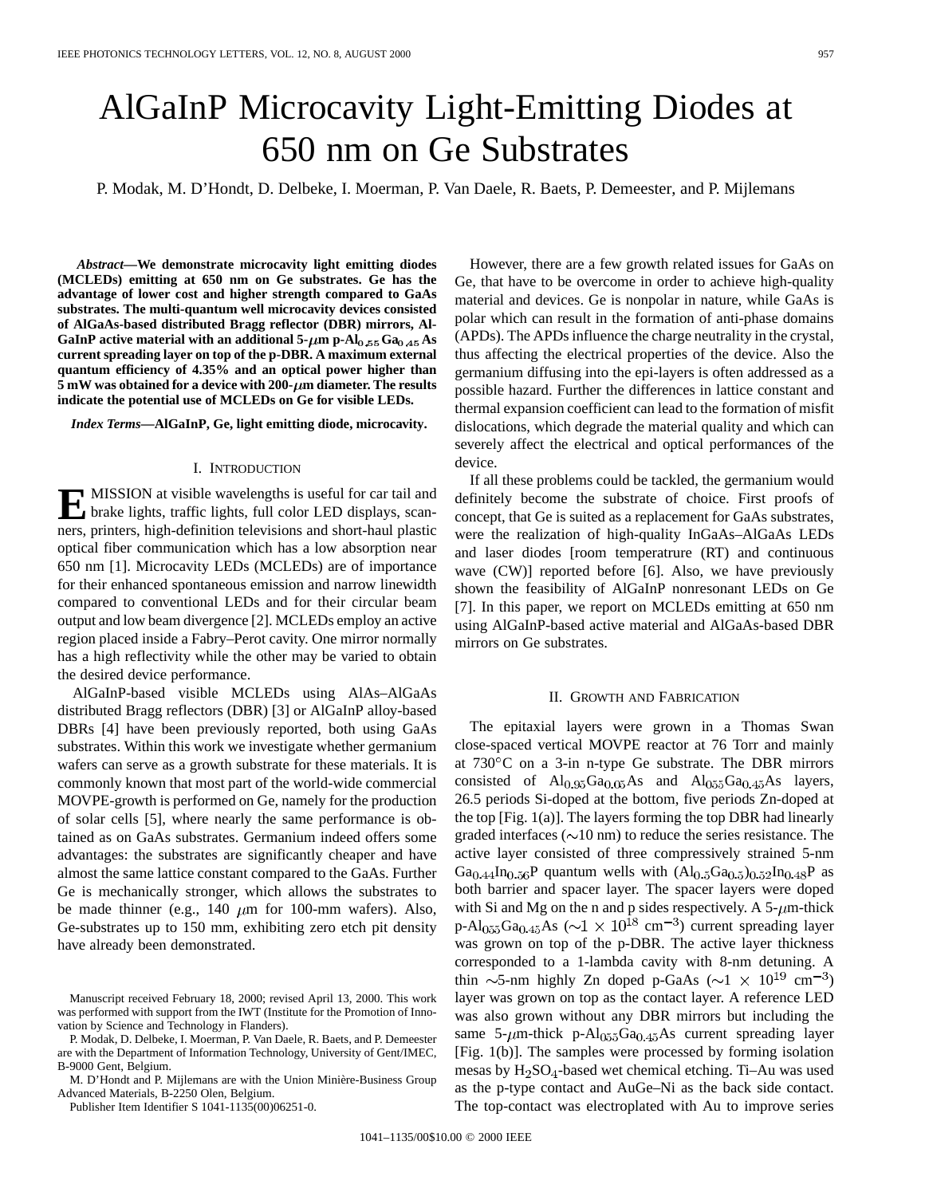# AlGaInP Microcavity Light-Emitting Diodes at 650 nm on Ge Substrates

P. Modak, M. D'Hondt, D. Delbeke, I. Moerman, P. Van Daele, R. Baets, P. Demeester, and P. Mijlemans

***Abstract*—We demonstrate microcavity light emitting diodes (MCLEDs) emitting at 650 nm on Ge substrates. Ge has the advantage of lower cost and higher strength compared to GaAs substrates. The multi-quantum well microcavity devices consisted of AlGaAs-based distributed Bragg reflector (DBR) mirrors, AlGaInP active material with an additional 5-$\mu$m p-$Al_{0.55}Ga_{0.45}As$ current spreading layer on top of the p-DBR. A maximum external quantum efficiency of 4.35% and an optical power higher than 5 mW was obtained for a device with 200-$\mu$m diameter. The results indicate the potential use of MCLEDs on Ge for visible LEDs.**

***Index Terms*—AlGaInP, Ge, light emitting diode, microcavity.**

## I. Introduction

Emission at visible wavelengths is useful for car tail and brake lights, traffic lights, full color LED displays, scanners, printers, high-definition televisions and short-haul plastic optical fiber communication which has a low absorption near 650 nm [1]. Microcavity LEDs (MCLEDs) are of importance for their enhanced spontaneous emission and narrow linewidth compared to conventional LEDs and for their circular beam output and low beam divergence [2]. MCLEDs employ an active region placed inside a Fabry–Perot cavity. One mirror normally has a high reflectivity while the other may be varied to obtain the desired device performance.

AlGaInP-based visible MCLEDs using AlAs–AlGaAs distributed Bragg reflectors (DBR) [3] or AlGaInP alloy-based DBRs [4] have been previously reported, both using GaAs substrates. Within this work we investigate whether germanium wafers can serve as a growth substrate for these materials. It is commonly known that most part of the world-wide commercial MOVPE-growth is performed on Ge, namely for the production of solar cells [5], where nearly the same performance is obtained as on GaAs substrates. Germanium indeed offers some advantages: the substrates are significantly cheaper and have almost the same lattice constant compared to the GaAs. Further Ge is mechanically stronger, which allows the substrates to be made thinner (e.g., 140 $\mu$m for 100-mm wafers). Also, Ge-substrates up to 150 mm, exhibiting zero etch pit density have already been demonstrated.

However, there are a few growth related issues for GaAs on Ge, that have to be overcome in order to achieve high-quality material and devices. Ge is nonpolar in nature, while GaAs is polar which can result in the formation of anti-phase domains (APDs). The APDs influence the charge neutrality in the crystal, thus affecting the electrical properties of the device. Also the germanium diffusing into the epi-layers is often addressed as a possible hazard. Further the differences in lattice constant and thermal expansion coefficient can lead to the formation of misfit dislocations, which degrade the material quality and which can severely affect the electrical and optical performances of the device.

If all these problems could be tackled, the germanium would definitely become the substrate of choice. First proofs of concept, that Ge is suited as a replacement for GaAs substrates, were the realization of high-quality InGaAs–AlGaAs LEDs and laser diodes [room temperatrure (RT) and continuous wave (CW)] reported before [6]. Also, we have previously shown the feasibility of AlGaInP nonresonant LEDs on Ge [7]. In this paper, we report on MCLEDs emitting at 650 nm using AlGaInP-based active material and AlGaAs-based DBR mirrors on Ge substrates.

## II. Growth and Fabrication

The epitaxial layers were grown in a Thomas Swan close-spaced vertical MOVPE reactor at 76 Torr and mainly at 730°C on a 3-in n-type Ge substrate. The DBR mirrors consisted of $Al_{0.95}Ga_{0.05}As$ and $Al_{055}Ga_{0.45}As$ layers, 26.5 periods Si-doped at the bottom, five periods Zn-doped at the top [Fig. 1(a)]. The layers forming the top DBR had linearly graded interfaces (~10 nm) to reduce the series resistance. The active layer consisted of three compressively strained 5-nm $Ga_{0.44}In_{0.56}P$ quantum wells with $(Al_{0.5}Ga_{0.5})_{0.52}In_{0.48}P$ as both barrier and spacer layer. The spacer layers were doped with Si and Mg on the n and p sides respectively. A 5-$\mu$m-thick p-$Al_{055}Ga_{0.45}As$ (~$1 \times 10^{18}$ cm$^{-3}$) current spreading layer was grown on top of the p-DBR. The active layer thickness corresponded to a 1-lambda cavity with 8-nm detuning. A thin ~5-nm highly Zn doped p-GaAs (~$1 \times 10^{19}$ cm$^{-3}$) layer was grown on top as the contact layer. A reference LED was also grown without any DBR mirrors but including the same 5-$\mu$m-thick p-$Al_{055}Ga_{0.45}As$ current spreading layer [Fig. 1(b)]. The samples were processed by forming isolation mesas by $H_2SO_4$-based wet chemical etching. Ti–Au was used as the p-type contact and AuGe–Ni as the back side contact. The top-contact was electroplated with Au to improve series

Manuscript received February 18, 2000; revised April 13, 2000. This work was performed with support from the IWT (Institute for the Promotion of Innovation by Science and Technology in Flanders).

P. Modak, D. Delbeke, I. Moerman, P. Van Daele, R. Baets, and P. Demeester are with the Department of Information Technology, University of Gent/IMEC, B-9000 Gent, Belgium.

M. D'Hondt and P. Mijlemans are with the Union Minière-Business Group Advanced Materials, B-2250 Olen, Belgium.

Publisher Item Identifier S 1041-1135(00)06251-0.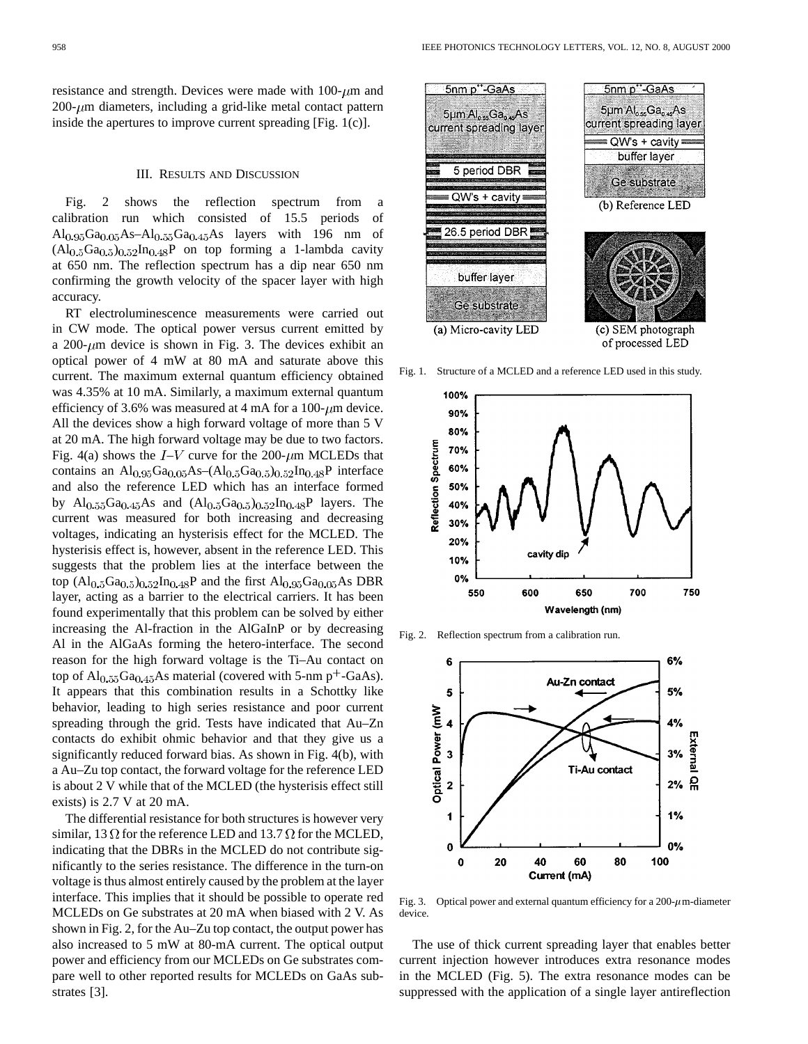resistance and strength. Devices were made with 100-$\mu$m and 200-$\mu$m diameters, including a grid-like metal contact pattern inside the apertures to improve current spreading [Fig. 1(c)].

## III. Results and Discussion

Fig. 2 shows the reflection spectrum from a calibration run which consisted of 15.5 periods of $Al_{0.95}Ga_{0.05}As$–$Al_{0.55}Ga_{0.45}As$ layers with 196 nm of $(Al_{0.5}Ga_{0.5})_{0.52}In_{0.48}P$ on top forming a 1-lambda cavity at 650 nm. The reflection spectrum has a dip near 650 nm confirming the growth velocity of the spacer layer with high accuracy.

RT electroluminescence measurements were carried out in CW mode. The optical power versus current emitted by a 200-$\mu$m device is shown in Fig. 3. The devices exhibit an optical power of 4 mW at 80 mA and saturate above this current. The maximum external quantum efficiency obtained was 4.35% at 10 mA. Similarly, a maximum external quantum efficiency of 3.6% was measured at 4 mA for a 100-$\mu$m device. All the devices show a high forward voltage of more than 5 V at 20 mA. The high forward voltage may be due to two factors. Fig. 4(a) shows the $I$–$V$ curve for the 200-$\mu$m MCLEDs that contains an $Al_{0.95}Ga_{0.05}As$–$(Al_{0.5}Ga_{0.5})_{0.52}In_{0.48}P$ interface and also the reference LED which has an interface formed by $Al_{0.55}Ga_{0.45}As$ and $(Al_{0.5}Ga_{0.5})_{0.52}In_{0.48}P$ layers. The current was measured for both increasing and decreasing voltages, indicating an hysterisis effect for the MCLED. The hysterisis effect is, however, absent in the reference LED. This suggests that the problem lies at the interface between the top $(Al_{0.5}Ga_{0.5})_{0.52}In_{0.48}P$ and the first $Al_{0.95}Ga_{0.05}As$ DBR layer, acting as a barrier to the electrical carriers. It has been found experimentally that this problem can be solved by either increasing the Al-fraction in the AlGaInP or by decreasing Al in the AlGaAs forming the hetero-interface. The second reason for the high forward voltage is the Ti–Au contact on top of $Al_{0.55}Ga_{0.45}As$ material (covered with 5-nm $p^{+}$-GaAs). It appears that this combination results in a Schottky like behavior, leading to high series resistance and poor current spreading through the grid. Tests have indicated that Au–Zn contacts do exhibit ohmic behavior and that they give us a significantly reduced forward bias. As shown in Fig. 4(b), with a Au–Zu top contact, the forward voltage for the reference LED is about 2 V while that of the MCLED (the hysterisis effect still exists) is 2.7 V at 20 mA.

The differential resistance for both structures is however very similar, 13 Ω for the reference LED and 13.7 Ω for the MCLED, indicating that the DBRs in the MCLED do not contribute significantly to the series resistance. The difference in the turn-on voltage is thus almost entirely caused by the problem at the layer interface. This implies that it should be possible to operate red MCLEDs on Ge substrates at 20 mA when biased with 2 V. As shown in Fig. 2, for the Au–Zu top contact, the output power has also increased to 5 mW at 80-mA current. The optical output power and efficiency from our MCLEDs on Ge substrates compare well to other reported results for MCLEDs on GaAs substrates [3].

Fig. 1. Structure of a MCLED and a reference LED used in this study.

Fig. 2. Reflection spectrum from a calibration run.

Fig. 3. Optical power and external quantum efficiency for a 200-$\mu$m-diameter device.

The use of thick current spreading layer that enables better current injection however introduces extra resonance modes in the MCLED (Fig. 5). The extra resonance modes can be suppressed with the application of a single layer antireflection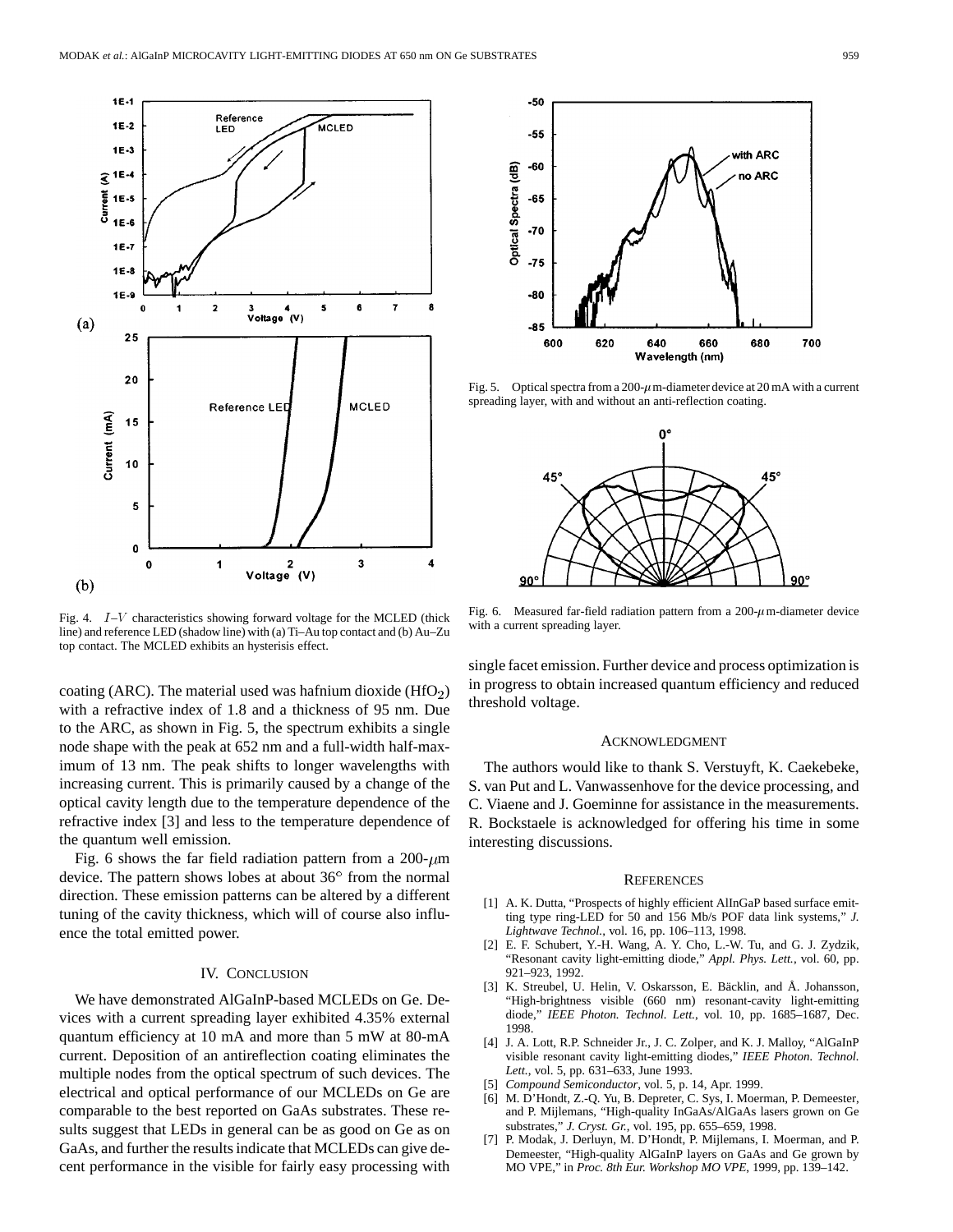1E-1

1E-2

1E-3

1E-4

1E-5

1E-6

1E-7

1E-8

1E-9

Current (A)

Reference LED

MCLED

0 1 2 3 4 5 6 7 8

Voltage (V)

(a)

25

20

15

10

5

0

Current (mA)

Reference LED

MCLED

0 1 2 3 4

Voltage (V)

(b)

Fig. 4. $I$–$V$ characteristics showing forward voltage for the MCLED (thick line) and reference LED (shadow line) with (a) Ti–Au top contact and (b) Au–Zu top contact. The MCLED exhibits an hysterisis effect.

-50

-55

-60

-65

-70

-75

-80

-85

Optical Spectra (dB)

with ARC

no ARC

600 620 640 660 680 700

Wavelength (nm)

Fig. 5. Optical spectra from a 200-$\mu$m-diameter device at 20 mA with a current spreading layer, with and without an anti-reflection coating.

0°

45° 45°

90° 90°

Fig. 6. Measured far-field radiation pattern from a 200-$\mu$m-diameter device with a current spreading layer.

coating (ARC). The material used was hafnium dioxide ($HfO_2$) with a refractive index of 1.8 and a thickness of 95 nm. Due to the ARC, as shown in Fig. 5, the spectrum exhibits a single node shape with the peak at 652 nm and a full-width half-maximum of 13 nm. The peak shifts to longer wavelengths with increasing current. This is primarily caused by a change of the optical cavity length due to the temperature dependence of the refractive index [3] and less to the temperature dependence of the quantum well emission.

Fig. 6 shows the far field radiation pattern from a 200-$\mu$m device. The pattern shows lobes at about 36° from the normal direction. These emission patterns can be altered by a different tuning of the cavity thickness, which will of course also influence the total emitted power.

## IV. Conclusion

We have demonstrated AlGaInP-based MCLEDs on Ge. Devices with a current spreading layer exhibited 4.35% external quantum efficiency at 10 mA and more than 5 mW at 80-mA current. Deposition of an antireflection coating eliminates the multiple nodes from the optical spectrum of such devices. The electrical and optical performance of our MCLEDs on Ge are comparable to the best reported on GaAs substrates. These results suggest that LEDs in general can be as good on Ge as on GaAs, and further the results indicate that MCLEDs can give decent performance in the visible for fairly easy processing with single facet emission. Further device and process optimization is in progress to obtain increased quantum efficiency and reduced threshold voltage.

## Acknowledgment

The authors would like to thank S. Verstuyft, K. Caekebeke, S. van Put and L. Vanwassenhove for the device processing, and C. Viaene and J. Goeminne for assistance in the measurements. R. Bockstaele is acknowledged for offering his time in some interesting discussions.

## References

[1] A. K. Dutta, "Prospects of highly efficient AlInGaP based surface emitting type ring-LED for 50 and 156 Mb/s POF data link systems," *J. Lightwave Technol.*, vol. 16, pp. 106–113, 1998.

[2] E. F. Schubert, Y.-H. Wang, A. Y. Cho, L.-W. Tu, and G. J. Zydzik, "Resonant cavity light-emitting diode," *Appl. Phys. Lett.*, vol. 60, pp. 921–923, 1992.

[3] K. Streubel, U. Helin, V. Oskarsson, E. Bäcklin, and Å. Johansson, "High-brightness visible (660 nm) resonant-cavity light-emitting diode," *IEEE Photon. Technol. Lett.*, vol. 10, pp. 1685–1687, Dec. 1998.

[4] J. A. Lott, R.P. Schneider Jr., J. C. Zolper, and K. J. Malloy, "AlGaInP visible resonant cavity light-emitting diodes," *IEEE Photon. Technol. Lett.*, vol. 5, pp. 631–633, June 1993.

[5] *Compound Semiconductor*, vol. 5, p. 14, Apr. 1999.

[6] M. D'Hondt, Z.-Q. Yu, B. Depreter, C. Sys, I. Moerman, P. Demeester, and P. Mijlemans, "High-quality InGaAs/AlGaAs lasers grown on Ge substrates," *J. Cryst. Gr.*, vol. 195, pp. 655–659, 1998.

[7] P. Modak, J. Derluyn, M. D'Hondt, P. Mijlemans, I. Moerman, and P. Demeester, "High-quality AlGaInP layers on GaAs and Ge grown by MO VPE," in *Proc. 8th Eur. Workshop MO VPE*, 1999, pp. 139–142.